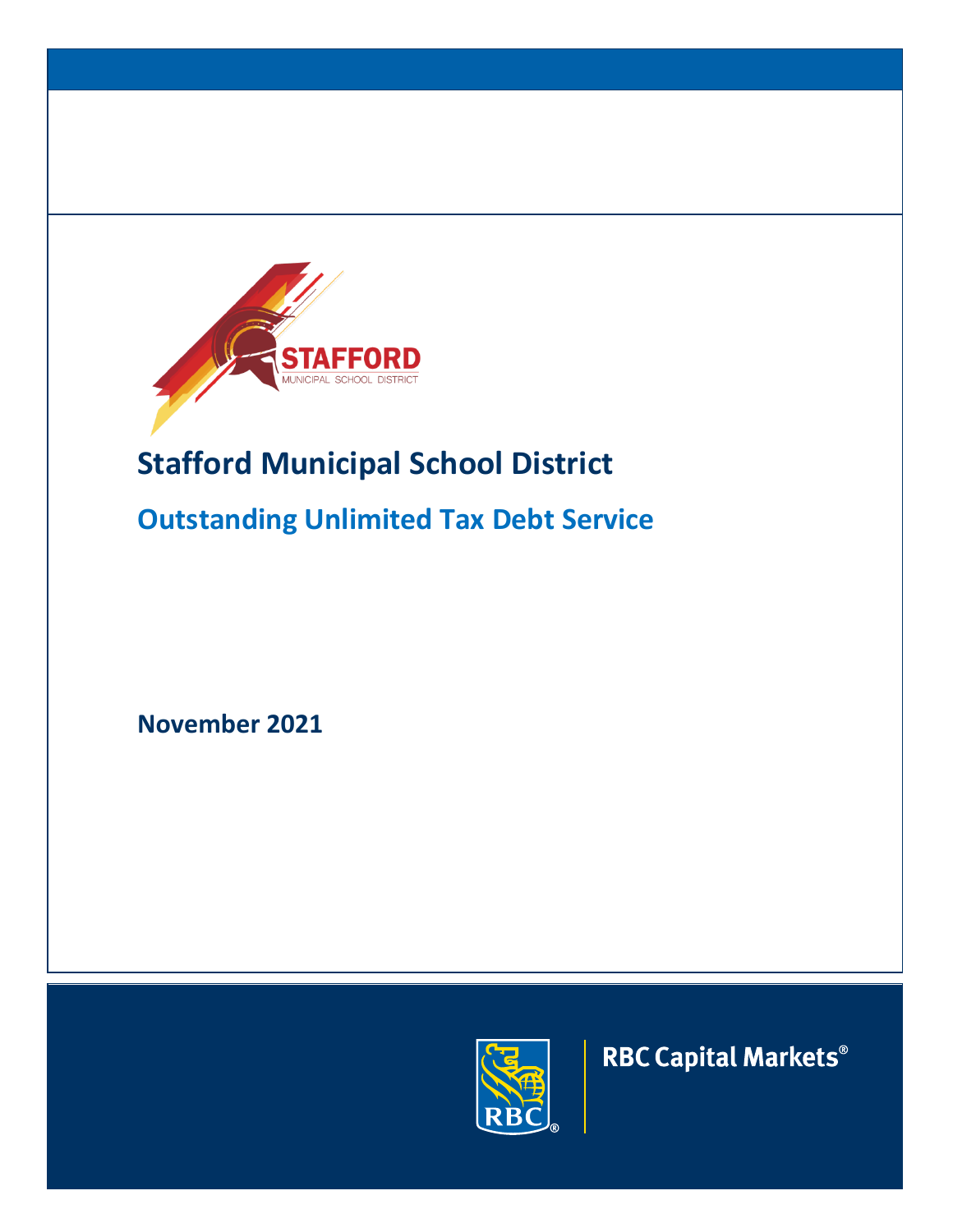# Stafford Municipal School District

## Outstanding Unlimited Tax Debt Service

**November 2021**

RBC Capital Markets®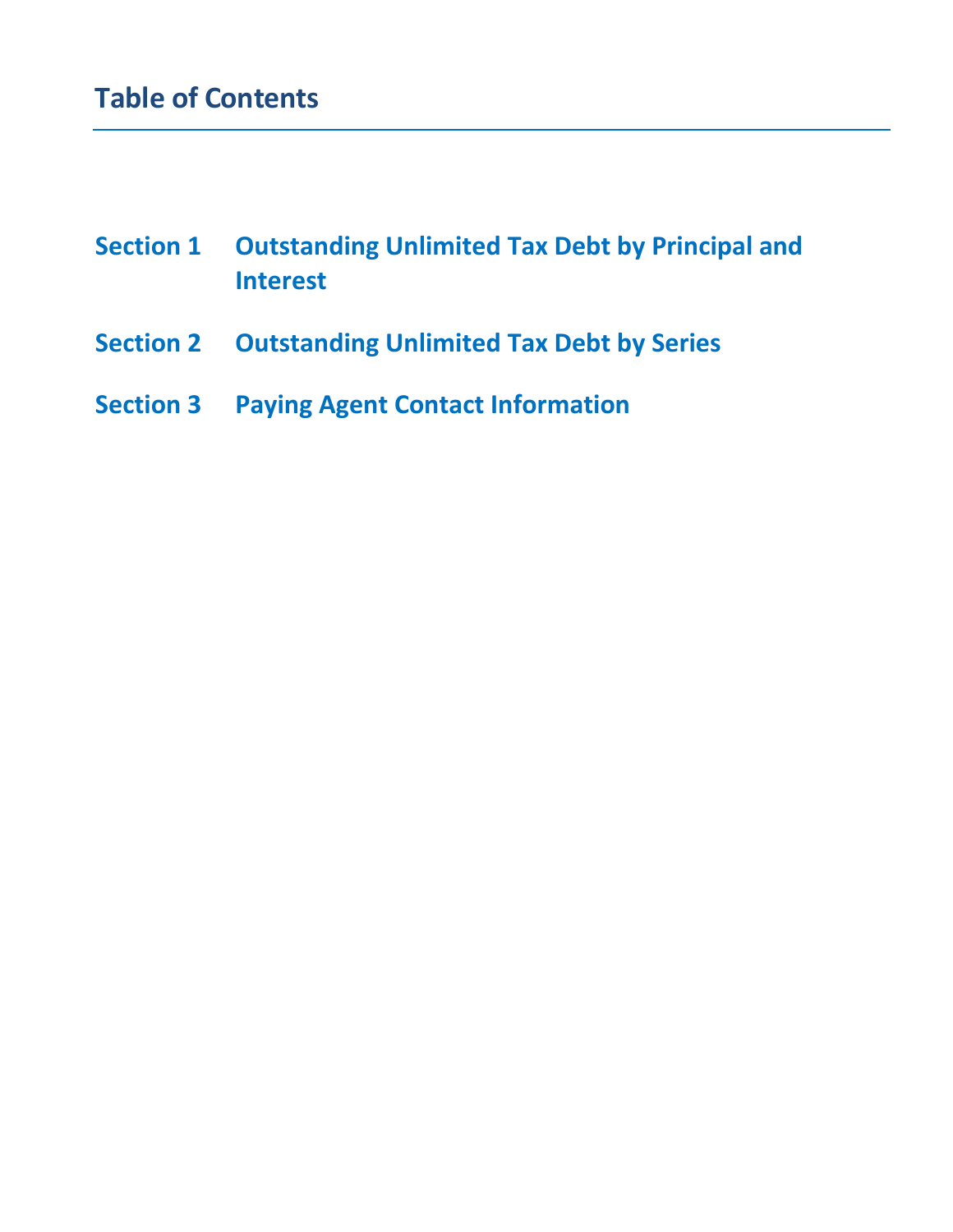## Table of Contents

**Section 1** **Outstanding Unlimited Tax Debt by Principal and Interest**

**Section 2** **Outstanding Unlimited Tax Debt by Series**

**Section 3** **Paying Agent Contact Information**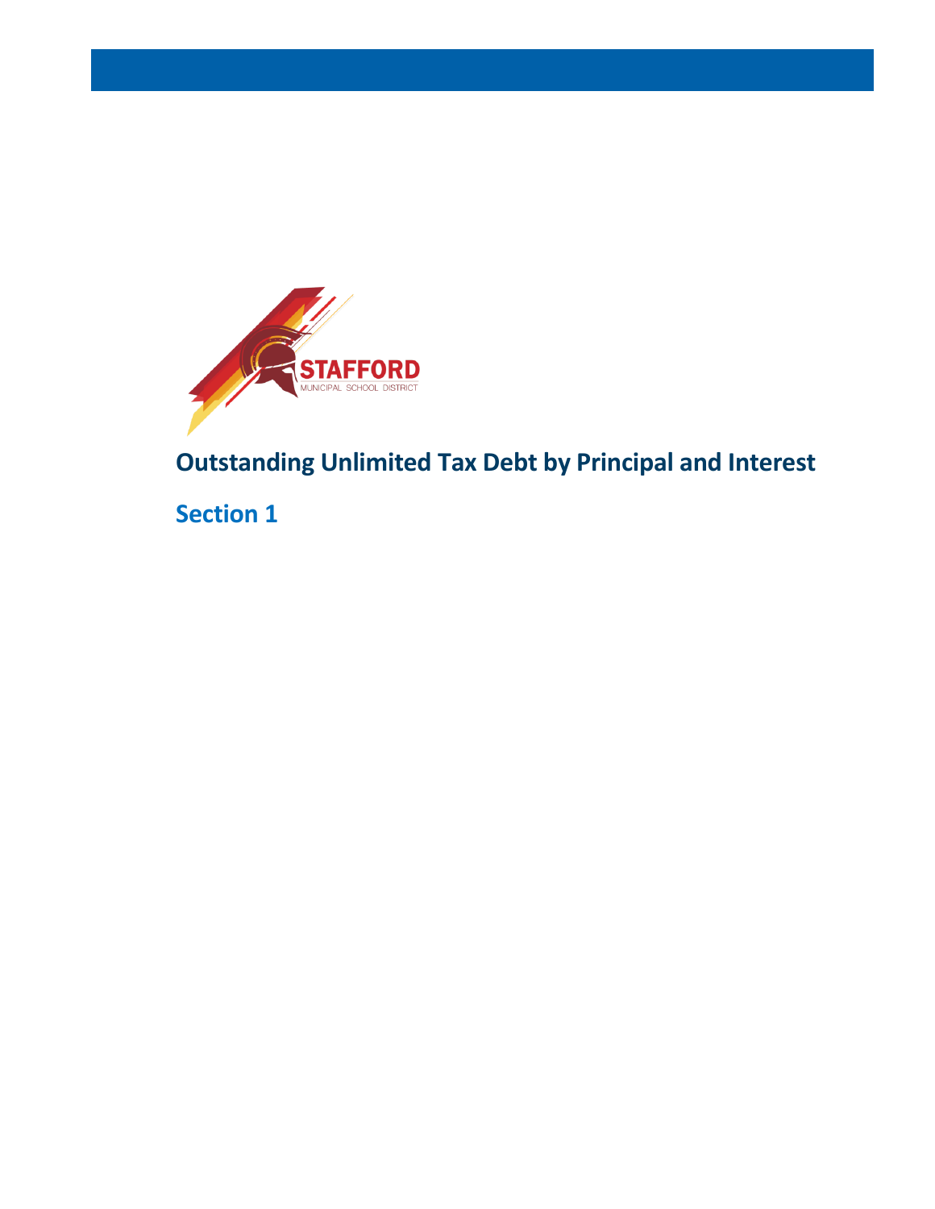STAFFORD

MUNICIPAL SCHOOL DISTRICT

# Outstanding Unlimited Tax Debt by Principal and Interest

## Section 1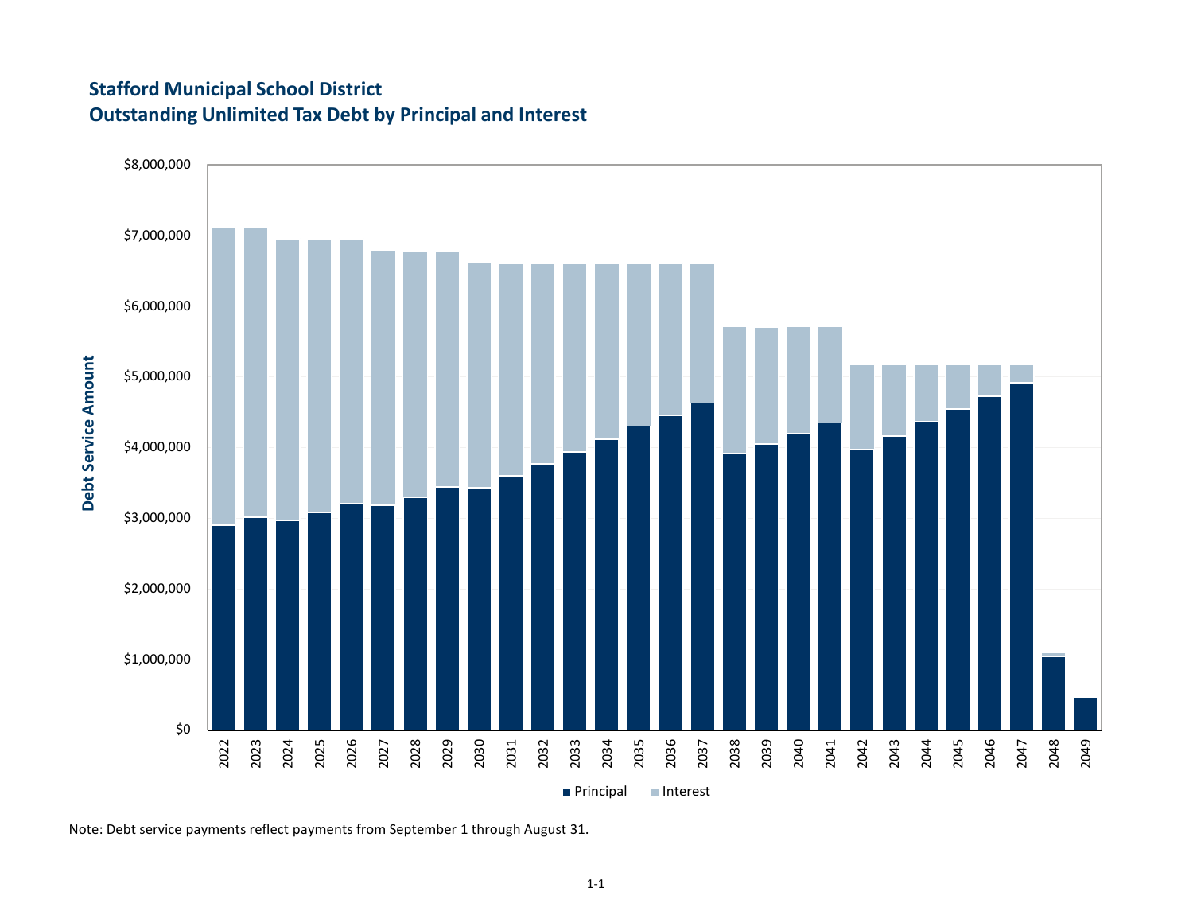## Stafford Municipal School District
## Outstanding Unlimited Tax Debt by Principal and Interest

Note: Debt service payments reflect payments from September 1 through August 31.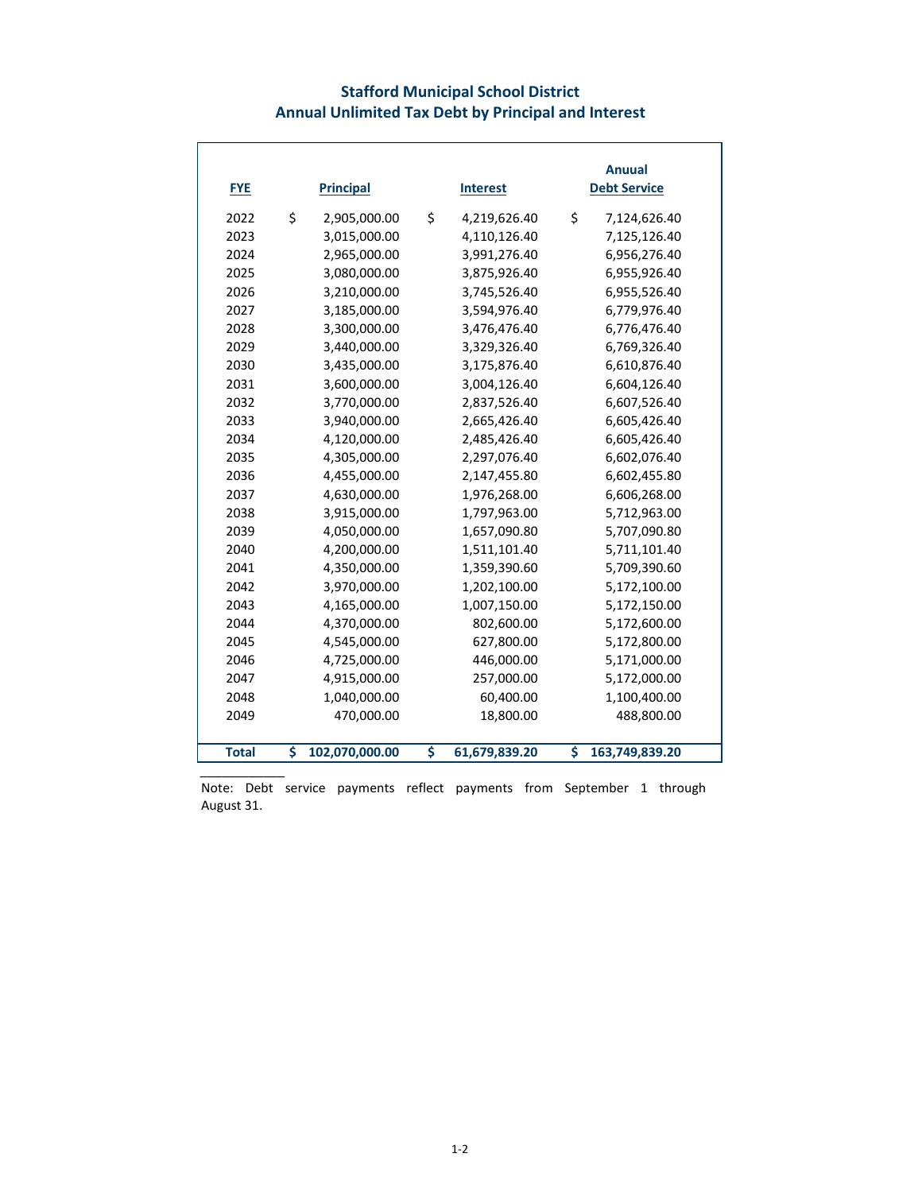## Stafford Municipal School District
## Annual Unlimited Tax Debt by Principal and Interest

| FYE | Principal | Interest | Anuual Debt Service |
|---|---|---|---|
| 2022 | $ 2,905,000.00 | $ 4,219,626.40 | $ 7,124,626.40 |
| 2023 | 3,015,000.00 | 4,110,126.40 | 7,125,126.40 |
| 2024 | 2,965,000.00 | 3,991,276.40 | 6,956,276.40 |
| 2025 | 3,080,000.00 | 3,875,926.40 | 6,955,926.40 |
| 2026 | 3,210,000.00 | 3,745,526.40 | 6,955,526.40 |
| 2027 | 3,185,000.00 | 3,594,976.40 | 6,779,976.40 |
| 2028 | 3,300,000.00 | 3,476,476.40 | 6,776,476.40 |
| 2029 | 3,440,000.00 | 3,329,326.40 | 6,769,326.40 |
| 2030 | 3,435,000.00 | 3,175,876.40 | 6,610,876.40 |
| 2031 | 3,600,000.00 | 3,004,126.40 | 6,604,126.40 |
| 2032 | 3,770,000.00 | 2,837,526.40 | 6,607,526.40 |
| 2033 | 3,940,000.00 | 2,665,426.40 | 6,605,426.40 |
| 2034 | 4,120,000.00 | 2,485,426.40 | 6,605,426.40 |
| 2035 | 4,305,000.00 | 2,297,076.40 | 6,602,076.40 |
| 2036 | 4,455,000.00 | 2,147,455.80 | 6,602,455.80 |
| 2037 | 4,630,000.00 | 1,976,268.00 | 6,606,268.00 |
| 2038 | 3,915,000.00 | 1,797,963.00 | 5,712,963.00 |
| 2039 | 4,050,000.00 | 1,657,090.80 | 5,707,090.80 |
| 2040 | 4,200,000.00 | 1,511,101.40 | 5,711,101.40 |
| 2041 | 4,350,000.00 | 1,359,390.60 | 5,709,390.60 |
| 2042 | 3,970,000.00 | 1,202,100.00 | 5,172,100.00 |
| 2043 | 4,165,000.00 | 1,007,150.00 | 5,172,150.00 |
| 2044 | 4,370,000.00 | 802,600.00 | 5,172,600.00 |
| 2045 | 4,545,000.00 | 627,800.00 | 5,172,800.00 |
| 2046 | 4,725,000.00 | 446,000.00 | 5,171,000.00 |
| 2047 | 4,915,000.00 | 257,000.00 | 5,172,000.00 |
| 2048 | 1,040,000.00 | 60,400.00 | 1,100,400.00 |
| 2049 | 470,000.00 | 18,800.00 | 488,800.00 |
| **Total** | **$ 102,070,000.00** | **$ 61,679,839.20** | **$ 163,749,839.20** |

Note: Debt service payments reflect payments from September 1 through August 31.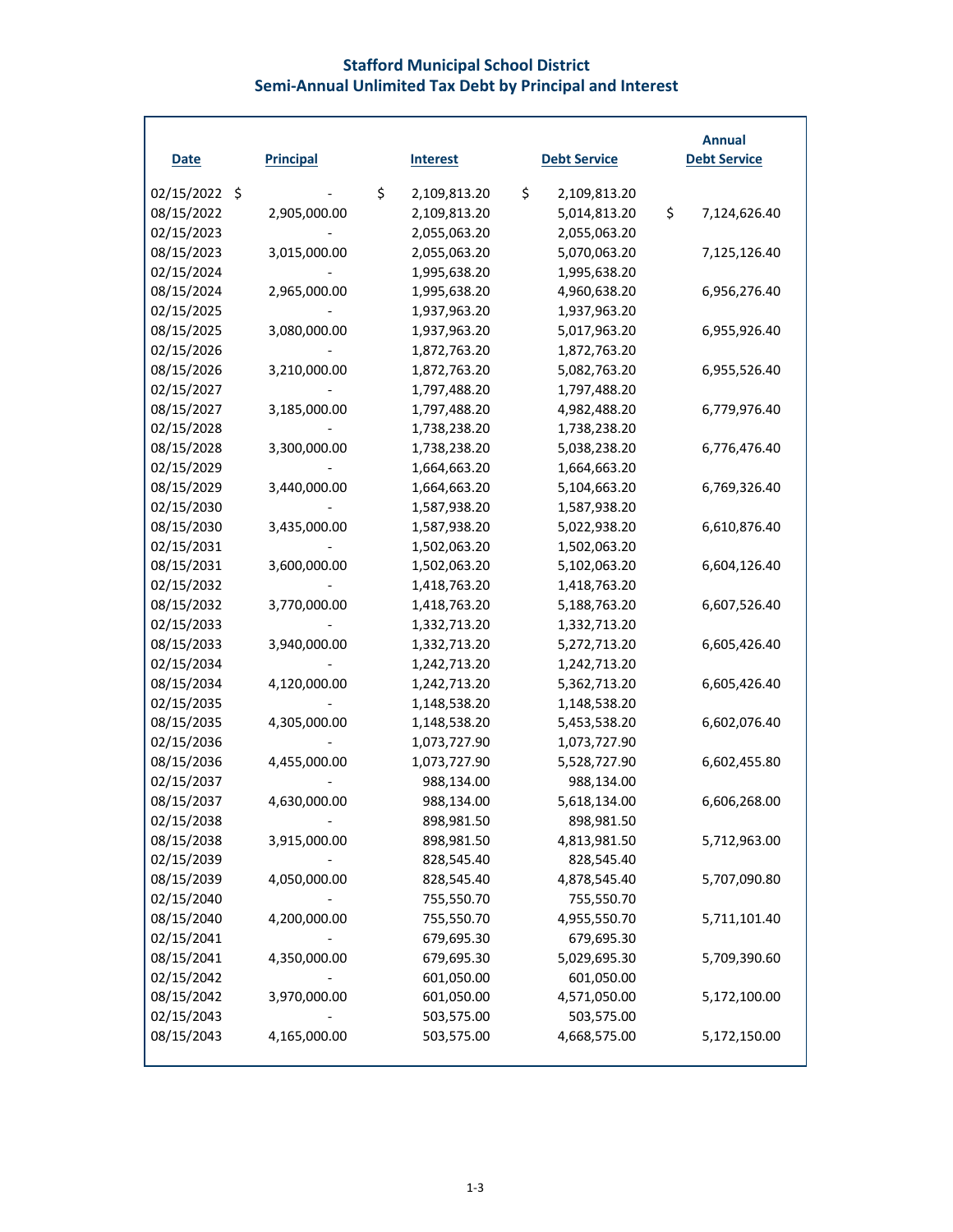## Stafford Municipal School District
## Semi-Annual Unlimited Tax Debt by Principal and Interest

| Date | Principal | Interest | Debt Service | Annual Debt Service |
|---|---|---|---|---|
| 02/15/2022 | $ - | $ 2,109,813.20 | $ 2,109,813.20 | |
| 08/15/2022 | 2,905,000.00 | 2,109,813.20 | 5,014,813.20 | $ 7,124,626.40 |
| 02/15/2023 | - | 2,055,063.20 | 2,055,063.20 | |
| 08/15/2023 | 3,015,000.00 | 2,055,063.20 | 5,070,063.20 | 7,125,126.40 |
| 02/15/2024 | - | 1,995,638.20 | 1,995,638.20 | |
| 08/15/2024 | 2,965,000.00 | 1,995,638.20 | 4,960,638.20 | 6,956,276.40 |
| 02/15/2025 | - | 1,937,963.20 | 1,937,963.20 | |
| 08/15/2025 | 3,080,000.00 | 1,937,963.20 | 5,017,963.20 | 6,955,926.40 |
| 02/15/2026 | - | 1,872,763.20 | 1,872,763.20 | |
| 08/15/2026 | 3,210,000.00 | 1,872,763.20 | 5,082,763.20 | 6,955,526.40 |
| 02/15/2027 | - | 1,797,488.20 | 1,797,488.20 | |
| 08/15/2027 | 3,185,000.00 | 1,797,488.20 | 4,982,488.20 | 6,779,976.40 |
| 02/15/2028 | - | 1,738,238.20 | 1,738,238.20 | |
| 08/15/2028 | 3,300,000.00 | 1,738,238.20 | 5,038,238.20 | 6,776,476.40 |
| 02/15/2029 | - | 1,664,663.20 | 1,664,663.20 | |
| 08/15/2029 | 3,440,000.00 | 1,664,663.20 | 5,104,663.20 | 6,769,326.40 |
| 02/15/2030 | - | 1,587,938.20 | 1,587,938.20 | |
| 08/15/2030 | 3,435,000.00 | 1,587,938.20 | 5,022,938.20 | 6,610,876.40 |
| 02/15/2031 | - | 1,502,063.20 | 1,502,063.20 | |
| 08/15/2031 | 3,600,000.00 | 1,502,063.20 | 5,102,063.20 | 6,604,126.40 |
| 02/15/2032 | - | 1,418,763.20 | 1,418,763.20 | |
| 08/15/2032 | 3,770,000.00 | 1,418,763.20 | 5,188,763.20 | 6,607,526.40 |
| 02/15/2033 | - | 1,332,713.20 | 1,332,713.20 | |
| 08/15/2033 | 3,940,000.00 | 1,332,713.20 | 5,272,713.20 | 6,605,426.40 |
| 02/15/2034 | - | 1,242,713.20 | 1,242,713.20 | |
| 08/15/2034 | 4,120,000.00 | 1,242,713.20 | 5,362,713.20 | 6,605,426.40 |
| 02/15/2035 | - | 1,148,538.20 | 1,148,538.20 | |
| 08/15/2035 | 4,305,000.00 | 1,148,538.20 | 5,453,538.20 | 6,602,076.40 |
| 02/15/2036 | - | 1,073,727.90 | 1,073,727.90 | |
| 08/15/2036 | 4,455,000.00 | 1,073,727.90 | 5,528,727.90 | 6,602,455.80 |
| 02/15/2037 | - | 988,134.00 | 988,134.00 | |
| 08/15/2037 | 4,630,000.00 | 988,134.00 | 5,618,134.00 | 6,606,268.00 |
| 02/15/2038 | - | 898,981.50 | 898,981.50 | |
| 08/15/2038 | 3,915,000.00 | 898,981.50 | 4,813,981.50 | 5,712,963.00 |
| 02/15/2039 | - | 828,545.40 | 828,545.40 | |
| 08/15/2039 | 4,050,000.00 | 828,545.40 | 4,878,545.40 | 5,707,090.80 |
| 02/15/2040 | - | 755,550.70 | 755,550.70 | |
| 08/15/2040 | 4,200,000.00 | 755,550.70 | 4,955,550.70 | 5,711,101.40 |
| 02/15/2041 | - | 679,695.30 | 679,695.30 | |
| 08/15/2041 | 4,350,000.00 | 679,695.30 | 5,029,695.30 | 5,709,390.60 |
| 02/15/2042 | - | 601,050.00 | 601,050.00 | |
| 08/15/2042 | 3,970,000.00 | 601,050.00 | 4,571,050.00 | 5,172,100.00 |
| 02/15/2043 | - | 503,575.00 | 503,575.00 | |
| 08/15/2043 | 4,165,000.00 | 503,575.00 | 4,668,575.00 | 5,172,150.00 |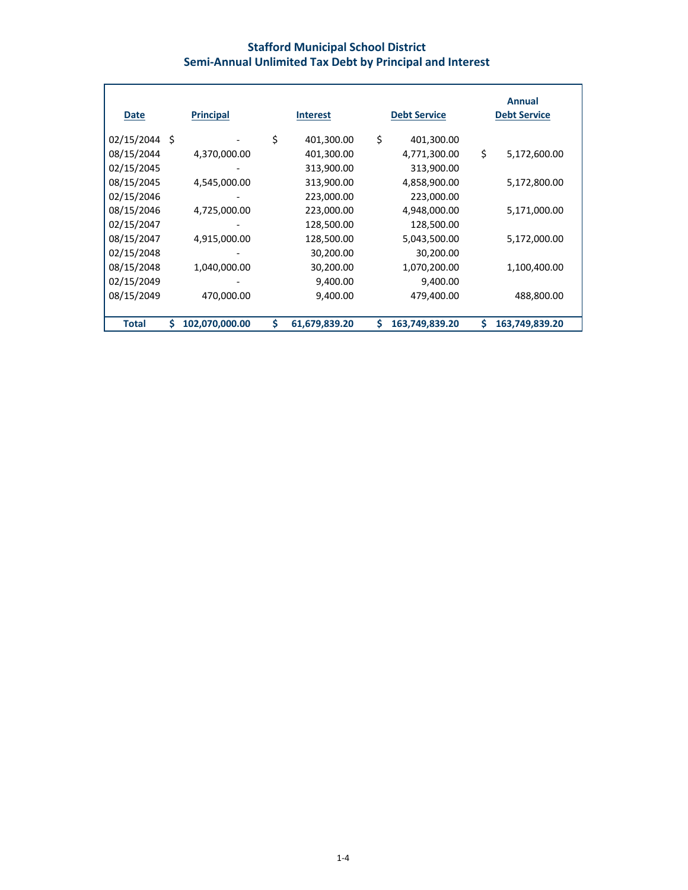# Stafford Municipal School District
## Semi-Annual Unlimited Tax Debt by Principal and Interest

| Date | Principal | Interest | Debt Service | Annual Debt Service |
|---|---|---|---|---|
| 02/15/2044 | $ - | $ 401,300.00 | $ 401,300.00 | |
| 08/15/2044 | 4,370,000.00 | 401,300.00 | 4,771,300.00 | $ 5,172,600.00 |
| 02/15/2045 | - | 313,900.00 | 313,900.00 | |
| 08/15/2045 | 4,545,000.00 | 313,900.00 | 4,858,900.00 | 5,172,800.00 |
| 02/15/2046 | - | 223,000.00 | 223,000.00 | |
| 08/15/2046 | 4,725,000.00 | 223,000.00 | 4,948,000.00 | 5,171,000.00 |
| 02/15/2047 | - | 128,500.00 | 128,500.00 | |
| 08/15/2047 | 4,915,000.00 | 128,500.00 | 5,043,500.00 | 5,172,000.00 |
| 02/15/2048 | - | 30,200.00 | 30,200.00 | |
| 08/15/2048 | 1,040,000.00 | 30,200.00 | 1,070,200.00 | 1,100,400.00 |
| 02/15/2049 | - | 9,400.00 | 9,400.00 | |
| 08/15/2049 | 470,000.00 | 9,400.00 | 479,400.00 | 488,800.00 |
| **Total** | **$ 102,070,000.00** | **$ 61,679,839.20** | **$ 163,749,839.20** | **$ 163,749,839.20** |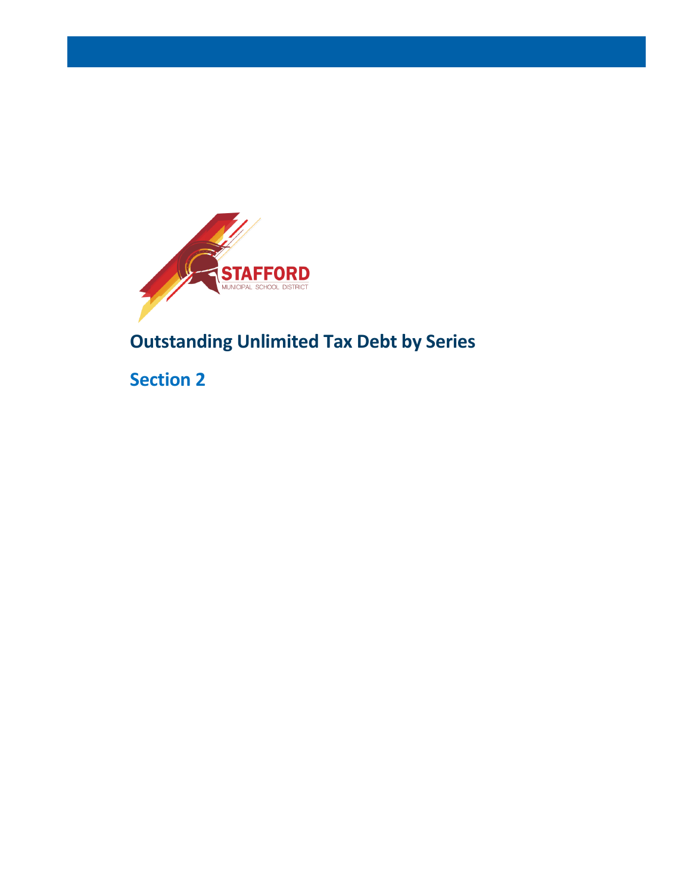STAFFORD
MUNICIPAL SCHOOL DISTRICT

# Outstanding Unlimited Tax Debt by Series

## Section 2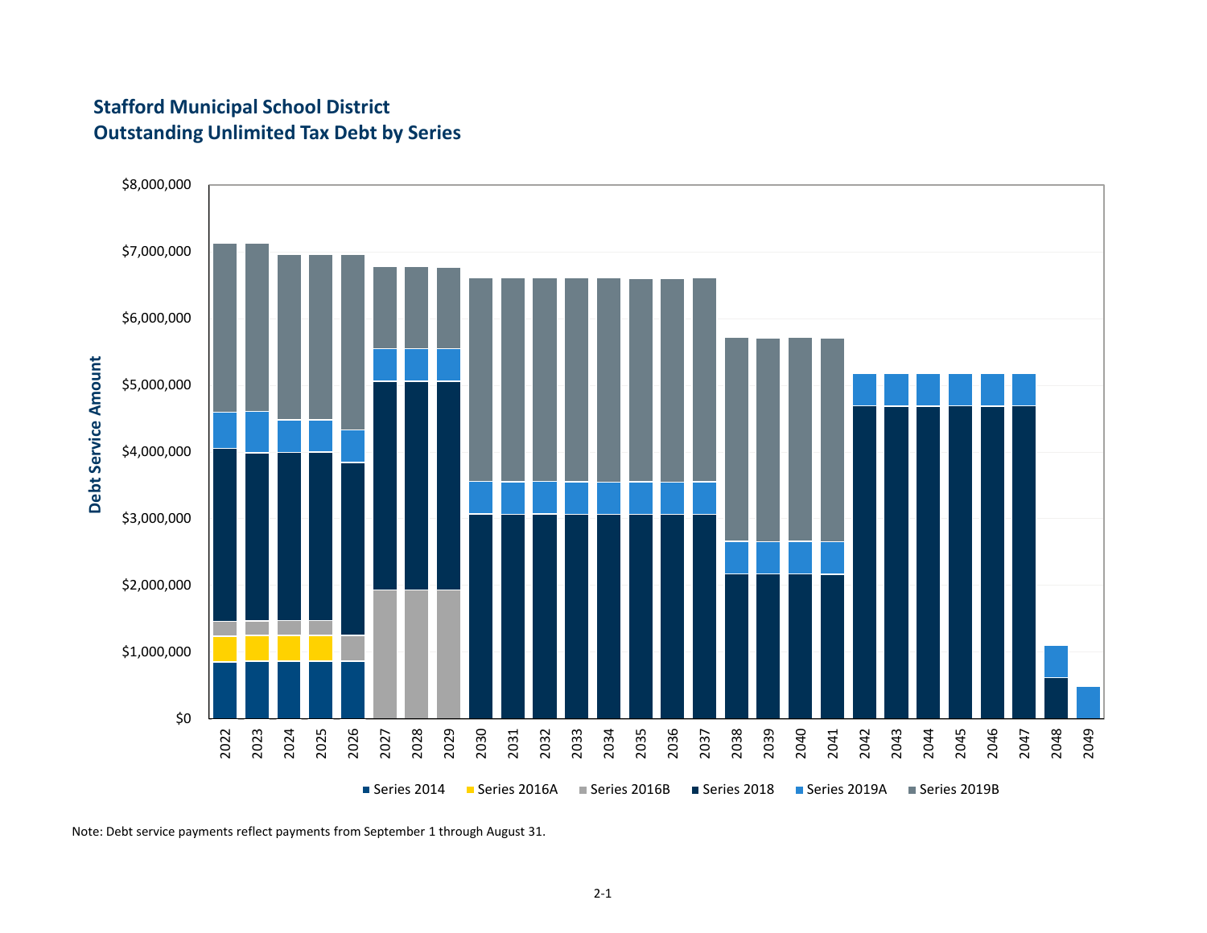## Stafford Municipal School District
## Outstanding Unlimited Tax Debt by Series

Note: Debt service payments reflect payments from September 1 through August 31.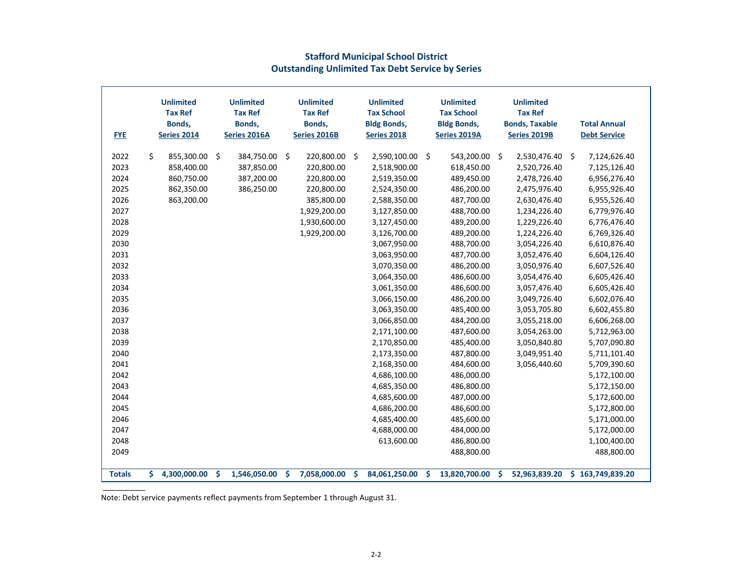## Stafford Municipal School District
## Outstanding Unlimited Tax Debt Service by Series

| FYE | Unlimited Tax Ref Bonds, Series 2014 | Unlimited Tax Ref Bonds, Series 2016A | Unlimited Tax Ref Bonds, Series 2016B | Unlimited Tax School Bldg Bonds, Series 2018 | Unlimited Tax School Bldg Bonds, Series 2019A | Unlimited Tax Ref Bonds, Taxable Series 2019B | Total Annual Debt Service |
|---|---|---|---|---|---|---|---|
| 2022 | $ 855,300.00 | $ 384,750.00 | $ 220,800.00 | $ 2,590,100.00 | $ 543,200.00 | $ 2,530,476.40 | $ 7,124,626.40 |
| 2023 | 858,400.00 | 387,850.00 | 220,800.00 | 2,518,900.00 | 618,450.00 | 2,520,726.40 | 7,125,126.40 |
| 2024 | 860,750.00 | 387,200.00 | 220,800.00 | 2,519,350.00 | 489,450.00 | 2,478,726.40 | 6,956,276.40 |
| 2025 | 862,350.00 | 386,250.00 | 220,800.00 | 2,524,350.00 | 486,200.00 | 2,475,976.40 | 6,955,926.40 |
| 2026 | 863,200.00 | | 385,800.00 | 2,588,350.00 | 487,700.00 | 2,630,476.40 | 6,955,526.40 |
| 2027 | | | 1,929,200.00 | 3,127,850.00 | 488,700.00 | 1,234,226.40 | 6,779,976.40 |
| 2028 | | | 1,930,600.00 | 3,127,450.00 | 489,200.00 | 1,229,226.40 | 6,776,476.40 |
| 2029 | | | 1,929,200.00 | 3,126,700.00 | 489,200.00 | 1,224,226.40 | 6,769,326.40 |
| 2030 | | | | 3,067,950.00 | 488,700.00 | 3,054,226.40 | 6,610,876.40 |
| 2031 | | | | 3,063,950.00 | 487,700.00 | 3,052,476.40 | 6,604,126.40 |
| 2032 | | | | 3,070,350.00 | 486,200.00 | 3,050,976.40 | 6,607,526.40 |
| 2033 | | | | 3,064,350.00 | 486,600.00 | 3,054,476.40 | 6,605,426.40 |
| 2034 | | | | 3,061,350.00 | 486,600.00 | 3,057,476.40 | 6,605,426.40 |
| 2035 | | | | 3,066,150.00 | 486,200.00 | 3,049,726.40 | 6,602,076.40 |
| 2036 | | | | 3,063,350.00 | 485,400.00 | 3,053,705.80 | 6,602,455.80 |
| 2037 | | | | 3,066,850.00 | 484,200.00 | 3,055,218.00 | 6,606,268.00 |
| 2038 | | | | 2,171,100.00 | 487,600.00 | 3,054,263.00 | 5,712,963.00 |
| 2039 | | | | 2,170,850.00 | 485,400.00 | 3,050,840.80 | 5,707,090.80 |
| 2040 | | | | 2,173,350.00 | 487,800.00 | 3,049,951.40 | 5,711,101.40 |
| 2041 | | | | 2,168,350.00 | 484,600.00 | 3,056,440.60 | 5,709,390.60 |
| 2042 | | | | 4,686,100.00 | 486,000.00 | | 5,172,100.00 |
| 2043 | | | | 4,685,350.00 | 486,800.00 | | 5,172,150.00 |
| 2044 | | | | 4,685,600.00 | 487,000.00 | | 5,172,600.00 |
| 2045 | | | | 4,686,200.00 | 486,600.00 | | 5,172,800.00 |
| 2046 | | | | 4,685,400.00 | 485,600.00 | | 5,171,000.00 |
| 2047 | | | | 4,688,000.00 | 484,000.00 | | 5,172,000.00 |
| 2048 | | | | 613,600.00 | 486,800.00 | | 1,100,400.00 |
| 2049 | | | | | 488,800.00 | | 488,800.00 |
| **Totals** | **$ 4,300,000.00** | **$ 1,546,050.00** | **$ 7,058,000.00** | **$ 84,061,250.00** | **$ 13,820,700.00** | **$ 52,963,839.20** | **$ 163,749,839.20** |

Note: Debt service payments reflect payments from September 1 through August 31.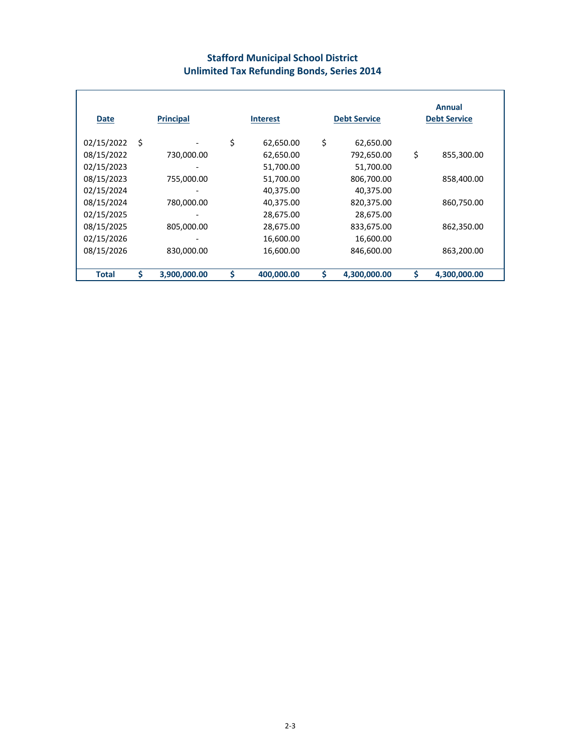# Stafford Municipal School District
## Unlimited Tax Refunding Bonds, Series 2014

| Date | Principal | Interest | Debt Service | Annual Debt Service |
|---|---|---|---|---|
| 02/15/2022 | $ - | $ 62,650.00 | $ 62,650.00 | |
| 08/15/2022 | 730,000.00 | 62,650.00 | 792,650.00 | $ 855,300.00 |
| 02/15/2023 | - | 51,700.00 | 51,700.00 | |
| 08/15/2023 | 755,000.00 | 51,700.00 | 806,700.00 | 858,400.00 |
| 02/15/2024 | - | 40,375.00 | 40,375.00 | |
| 08/15/2024 | 780,000.00 | 40,375.00 | 820,375.00 | 860,750.00 |
| 02/15/2025 | - | 28,675.00 | 28,675.00 | |
| 08/15/2025 | 805,000.00 | 28,675.00 | 833,675.00 | 862,350.00 |
| 02/15/2026 | - | 16,600.00 | 16,600.00 | |
| 08/15/2026 | 830,000.00 | 16,600.00 | 846,600.00 | 863,200.00 |
| **Total** | **$ 3,900,000.00** | **$ 400,000.00** | **$ 4,300,000.00** | **$ 4,300,000.00** |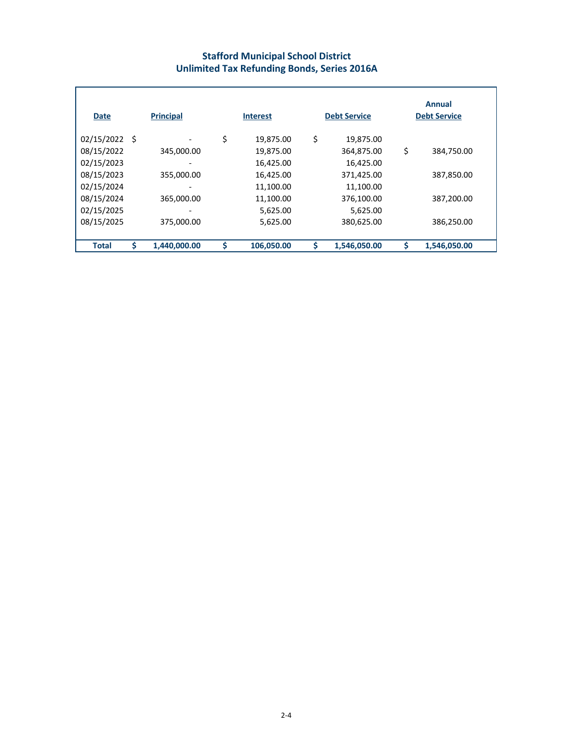# Stafford Municipal School District
## Unlimited Tax Refunding Bonds, Series 2016A

| Date | Principal | Interest | Debt Service | Annual Debt Service |
|---|---|---|---|---|
| 02/15/2022 | $ - | $ 19,875.00 | $ 19,875.00 | |
| 08/15/2022 | 345,000.00 | 19,875.00 | 364,875.00 | $ 384,750.00 |
| 02/15/2023 | - | 16,425.00 | 16,425.00 | |
| 08/15/2023 | 355,000.00 | 16,425.00 | 371,425.00 | 387,850.00 |
| 02/15/2024 | - | 11,100.00 | 11,100.00 | |
| 08/15/2024 | 365,000.00 | 11,100.00 | 376,100.00 | 387,200.00 |
| 02/15/2025 | - | 5,625.00 | 5,625.00 | |
| 08/15/2025 | 375,000.00 | 5,625.00 | 380,625.00 | 386,250.00 |
| **Total** | **$ 1,440,000.00** | **$ 106,050.00** | **$ 1,546,050.00** | **$ 1,546,050.00** |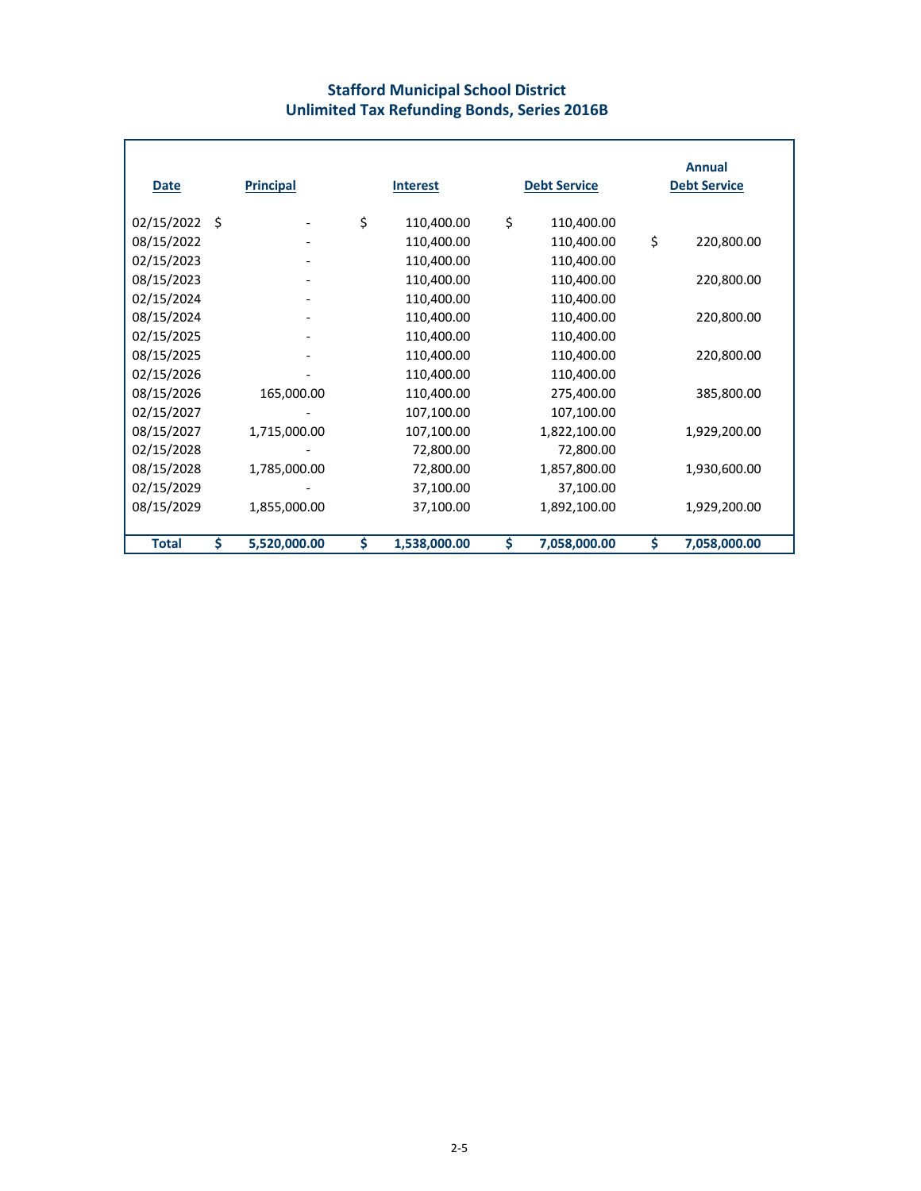## Stafford Municipal School District
## Unlimited Tax Refunding Bonds, Series 2016B

| Date | Principal | Interest | Debt Service | Annual Debt Service |
|---|---|---|---|---|
| 02/15/2022 | $ - | $ 110,400.00 | $ 110,400.00 | |
| 08/15/2022 | - | 110,400.00 | 110,400.00 | $ 220,800.00 |
| 02/15/2023 | - | 110,400.00 | 110,400.00 | |
| 08/15/2023 | - | 110,400.00 | 110,400.00 | 220,800.00 |
| 02/15/2024 | - | 110,400.00 | 110,400.00 | |
| 08/15/2024 | - | 110,400.00 | 110,400.00 | 220,800.00 |
| 02/15/2025 | - | 110,400.00 | 110,400.00 | |
| 08/15/2025 | - | 110,400.00 | 110,400.00 | 220,800.00 |
| 02/15/2026 | - | 110,400.00 | 110,400.00 | |
| 08/15/2026 | 165,000.00 | 110,400.00 | 275,400.00 | 385,800.00 |
| 02/15/2027 | - | 107,100.00 | 107,100.00 | |
| 08/15/2027 | 1,715,000.00 | 107,100.00 | 1,822,100.00 | 1,929,200.00 |
| 02/15/2028 | - | 72,800.00 | 72,800.00 | |
| 08/15/2028 | 1,785,000.00 | 72,800.00 | 1,857,800.00 | 1,930,600.00 |
| 02/15/2029 | - | 37,100.00 | 37,100.00 | |
| 08/15/2029 | 1,855,000.00 | 37,100.00 | 1,892,100.00 | 1,929,200.00 |
| **Total** | **$ 5,520,000.00** | **$ 1,538,000.00** | **$ 7,058,000.00** | **$ 7,058,000.00** |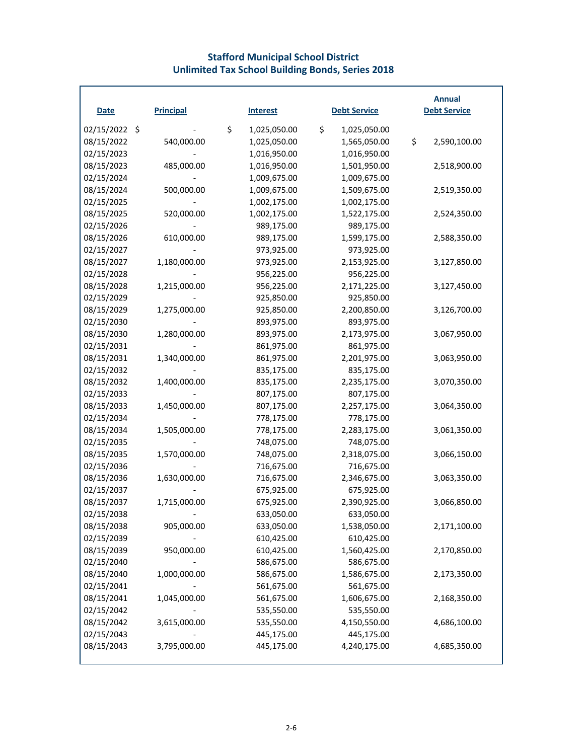## Stafford Municipal School District
## Unlimited Tax School Building Bonds, Series 2018

| Date | Principal | Interest | Debt Service | Annual Debt Service |
|---|---|---|---|---|
| 02/15/2022 | $ - | $ 1,025,050.00 | $ 1,025,050.00 | |
| 08/15/2022 | 540,000.00 | 1,025,050.00 | 1,565,050.00 | $ 2,590,100.00 |
| 02/15/2023 | - | 1,016,950.00 | 1,016,950.00 | |
| 08/15/2023 | 485,000.00 | 1,016,950.00 | 1,501,950.00 | 2,518,900.00 |
| 02/15/2024 | - | 1,009,675.00 | 1,009,675.00 | |
| 08/15/2024 | 500,000.00 | 1,009,675.00 | 1,509,675.00 | 2,519,350.00 |
| 02/15/2025 | - | 1,002,175.00 | 1,002,175.00 | |
| 08/15/2025 | 520,000.00 | 1,002,175.00 | 1,522,175.00 | 2,524,350.00 |
| 02/15/2026 | - | 989,175.00 | 989,175.00 | |
| 08/15/2026 | 610,000.00 | 989,175.00 | 1,599,175.00 | 2,588,350.00 |
| 02/15/2027 | - | 973,925.00 | 973,925.00 | |
| 08/15/2027 | 1,180,000.00 | 973,925.00 | 2,153,925.00 | 3,127,850.00 |
| 02/15/2028 | - | 956,225.00 | 956,225.00 | |
| 08/15/2028 | 1,215,000.00 | 956,225.00 | 2,171,225.00 | 3,127,450.00 |
| 02/15/2029 | - | 925,850.00 | 925,850.00 | |
| 08/15/2029 | 1,275,000.00 | 925,850.00 | 2,200,850.00 | 3,126,700.00 |
| 02/15/2030 | - | 893,975.00 | 893,975.00 | |
| 08/15/2030 | 1,280,000.00 | 893,975.00 | 2,173,975.00 | 3,067,950.00 |
| 02/15/2031 | - | 861,975.00 | 861,975.00 | |
| 08/15/2031 | 1,340,000.00 | 861,975.00 | 2,201,975.00 | 3,063,950.00 |
| 02/15/2032 | - | 835,175.00 | 835,175.00 | |
| 08/15/2032 | 1,400,000.00 | 835,175.00 | 2,235,175.00 | 3,070,350.00 |
| 02/15/2033 | - | 807,175.00 | 807,175.00 | |
| 08/15/2033 | 1,450,000.00 | 807,175.00 | 2,257,175.00 | 3,064,350.00 |
| 02/15/2034 | - | 778,175.00 | 778,175.00 | |
| 08/15/2034 | 1,505,000.00 | 778,175.00 | 2,283,175.00 | 3,061,350.00 |
| 02/15/2035 | - | 748,075.00 | 748,075.00 | |
| 08/15/2035 | 1,570,000.00 | 748,075.00 | 2,318,075.00 | 3,066,150.00 |
| 02/15/2036 | - | 716,675.00 | 716,675.00 | |
| 08/15/2036 | 1,630,000.00 | 716,675.00 | 2,346,675.00 | 3,063,350.00 |
| 02/15/2037 | - | 675,925.00 | 675,925.00 | |
| 08/15/2037 | 1,715,000.00 | 675,925.00 | 2,390,925.00 | 3,066,850.00 |
| 02/15/2038 | - | 633,050.00 | 633,050.00 | |
| 08/15/2038 | 905,000.00 | 633,050.00 | 1,538,050.00 | 2,171,100.00 |
| 02/15/2039 | - | 610,425.00 | 610,425.00 | |
| 08/15/2039 | 950,000.00 | 610,425.00 | 1,560,425.00 | 2,170,850.00 |
| 02/15/2040 | - | 586,675.00 | 586,675.00 | |
| 08/15/2040 | 1,000,000.00 | 586,675.00 | 1,586,675.00 | 2,173,350.00 |
| 02/15/2041 | - | 561,675.00 | 561,675.00 | |
| 08/15/2041 | 1,045,000.00 | 561,675.00 | 1,606,675.00 | 2,168,350.00 |
| 02/15/2042 | - | 535,550.00 | 535,550.00 | |
| 08/15/2042 | 3,615,000.00 | 535,550.00 | 4,150,550.00 | 4,686,100.00 |
| 02/15/2043 | - | 445,175.00 | 445,175.00 | |
| 08/15/2043 | 3,795,000.00 | 445,175.00 | 4,240,175.00 | 4,685,350.00 |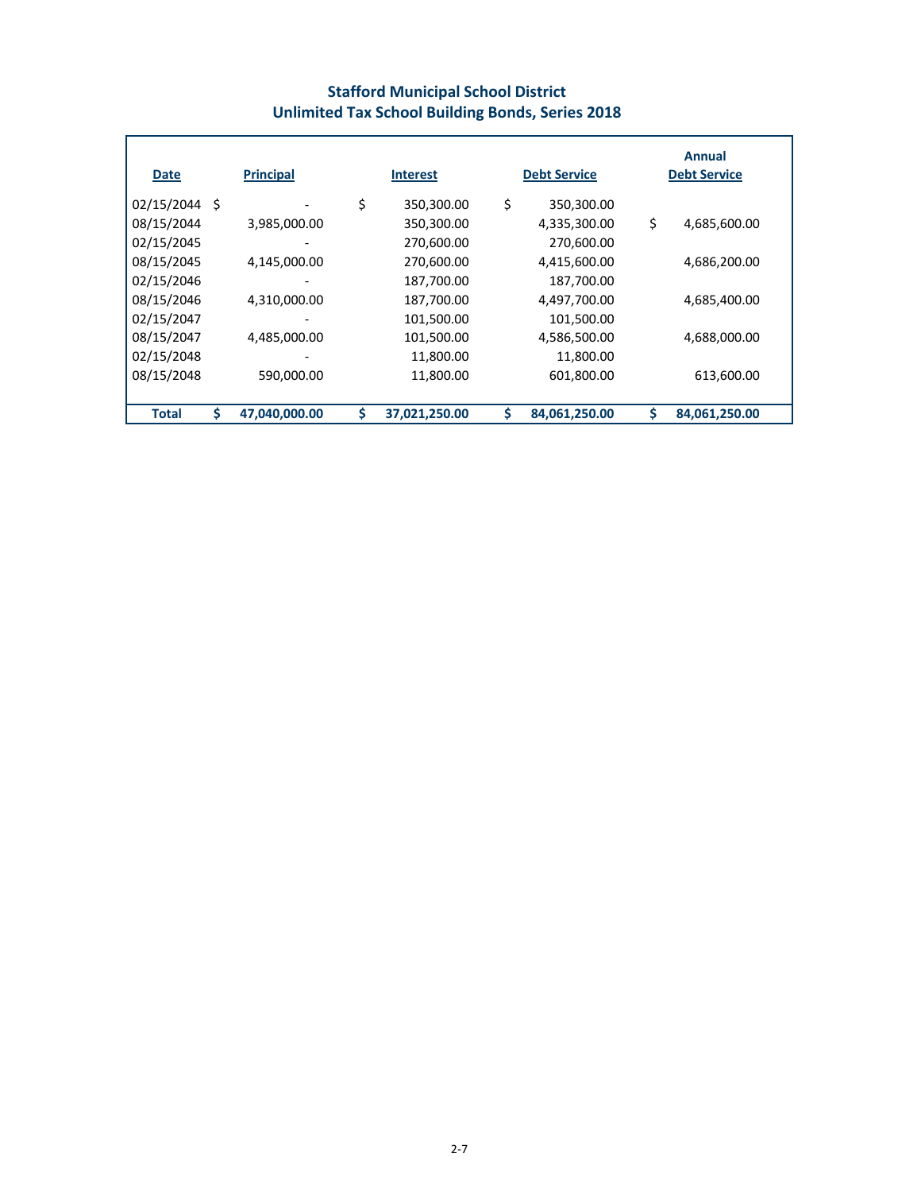## Stafford Municipal School District
## Unlimited Tax School Building Bonds, Series 2018

| Date | Principal | Interest | Debt Service | Annual Debt Service |
|---|---|---|---|---|
| 02/15/2044 | $ - | $ 350,300.00 | $ 350,300.00 | |
| 08/15/2044 | 3,985,000.00 | 350,300.00 | 4,335,300.00 | $ 4,685,600.00 |
| 02/15/2045 | - | 270,600.00 | 270,600.00 | |
| 08/15/2045 | 4,145,000.00 | 270,600.00 | 4,415,600.00 | 4,686,200.00 |
| 02/15/2046 | - | 187,700.00 | 187,700.00 | |
| 08/15/2046 | 4,310,000.00 | 187,700.00 | 4,497,700.00 | 4,685,400.00 |
| 02/15/2047 | - | 101,500.00 | 101,500.00 | |
| 08/15/2047 | 4,485,000.00 | 101,500.00 | 4,586,500.00 | 4,688,000.00 |
| 02/15/2048 | - | 11,800.00 | 11,800.00 | |
| 08/15/2048 | 590,000.00 | 11,800.00 | 601,800.00 | 613,600.00 |
| **Total** | **$ 47,040,000.00** | **$ 37,021,250.00** | **$ 84,061,250.00** | **$ 84,061,250.00** |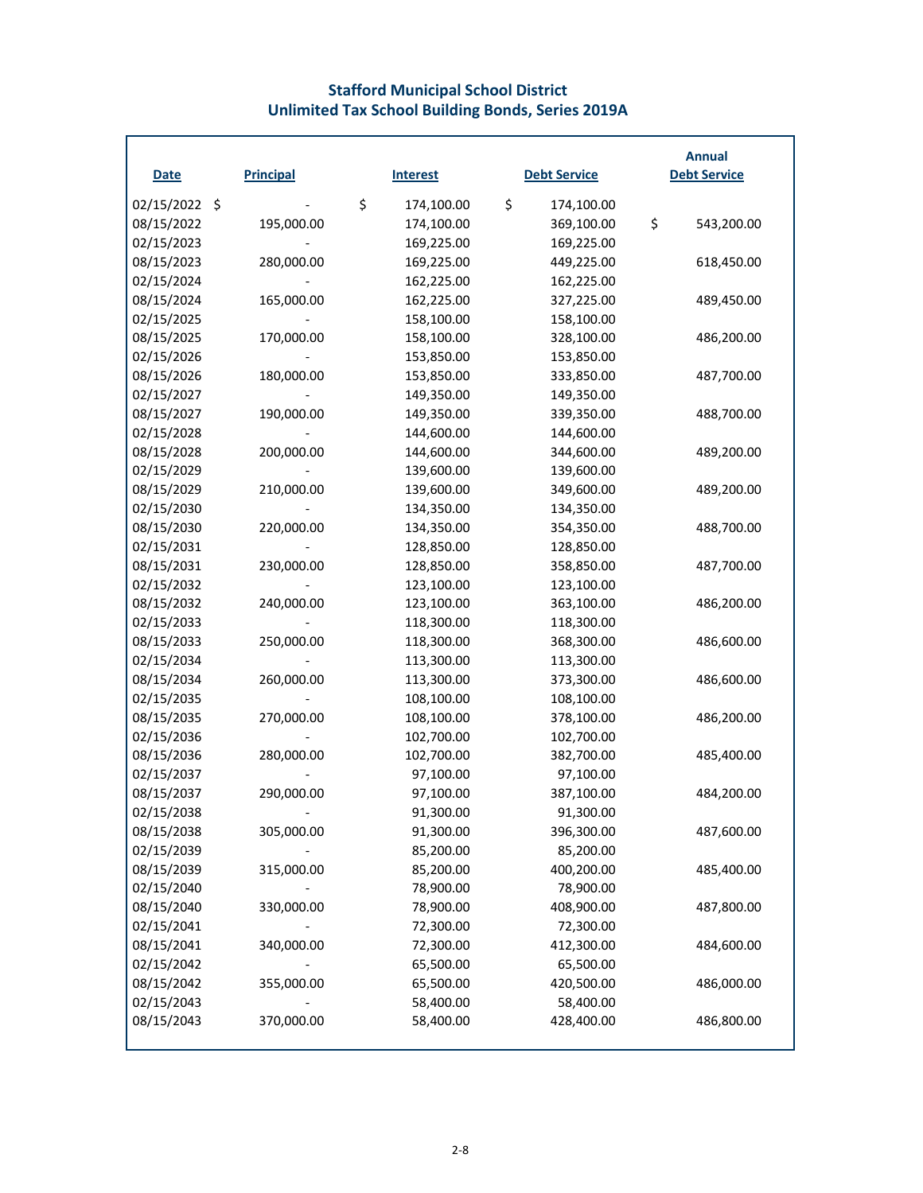## Stafford Municipal School District
## Unlimited Tax School Building Bonds, Series 2019A

| Date | Principal | Interest | Debt Service | Annual Debt Service |
|---|---|---|---|---|
| 02/15/2022 | $ - | $ 174,100.00 | $ 174,100.00 | |
| 08/15/2022 | 195,000.00 | 174,100.00 | 369,100.00 | $ 543,200.00 |
| 02/15/2023 | - | 169,225.00 | 169,225.00 | |
| 08/15/2023 | 280,000.00 | 169,225.00 | 449,225.00 | 618,450.00 |
| 02/15/2024 | - | 162,225.00 | 162,225.00 | |
| 08/15/2024 | 165,000.00 | 162,225.00 | 327,225.00 | 489,450.00 |
| 02/15/2025 | - | 158,100.00 | 158,100.00 | |
| 08/15/2025 | 170,000.00 | 158,100.00 | 328,100.00 | 486,200.00 |
| 02/15/2026 | - | 153,850.00 | 153,850.00 | |
| 08/15/2026 | 180,000.00 | 153,850.00 | 333,850.00 | 487,700.00 |
| 02/15/2027 | - | 149,350.00 | 149,350.00 | |
| 08/15/2027 | 190,000.00 | 149,350.00 | 339,350.00 | 488,700.00 |
| 02/15/2028 | - | 144,600.00 | 144,600.00 | |
| 08/15/2028 | 200,000.00 | 144,600.00 | 344,600.00 | 489,200.00 |
| 02/15/2029 | - | 139,600.00 | 139,600.00 | |
| 08/15/2029 | 210,000.00 | 139,600.00 | 349,600.00 | 489,200.00 |
| 02/15/2030 | - | 134,350.00 | 134,350.00 | |
| 08/15/2030 | 220,000.00 | 134,350.00 | 354,350.00 | 488,700.00 |
| 02/15/2031 | - | 128,850.00 | 128,850.00 | |
| 08/15/2031 | 230,000.00 | 128,850.00 | 358,850.00 | 487,700.00 |
| 02/15/2032 | - | 123,100.00 | 123,100.00 | |
| 08/15/2032 | 240,000.00 | 123,100.00 | 363,100.00 | 486,200.00 |
| 02/15/2033 | - | 118,300.00 | 118,300.00 | |
| 08/15/2033 | 250,000.00 | 118,300.00 | 368,300.00 | 486,600.00 |
| 02/15/2034 | - | 113,300.00 | 113,300.00 | |
| 08/15/2034 | 260,000.00 | 113,300.00 | 373,300.00 | 486,600.00 |
| 02/15/2035 | - | 108,100.00 | 108,100.00 | |
| 08/15/2035 | 270,000.00 | 108,100.00 | 378,100.00 | 486,200.00 |
| 02/15/2036 | - | 102,700.00 | 102,700.00 | |
| 08/15/2036 | 280,000.00 | 102,700.00 | 382,700.00 | 485,400.00 |
| 02/15/2037 | - | 97,100.00 | 97,100.00 | |
| 08/15/2037 | 290,000.00 | 97,100.00 | 387,100.00 | 484,200.00 |
| 02/15/2038 | - | 91,300.00 | 91,300.00 | |
| 08/15/2038 | 305,000.00 | 91,300.00 | 396,300.00 | 487,600.00 |
| 02/15/2039 | - | 85,200.00 | 85,200.00 | |
| 08/15/2039 | 315,000.00 | 85,200.00 | 400,200.00 | 485,400.00 |
| 02/15/2040 | - | 78,900.00 | 78,900.00 | |
| 08/15/2040 | 330,000.00 | 78,900.00 | 408,900.00 | 487,800.00 |
| 02/15/2041 | - | 72,300.00 | 72,300.00 | |
| 08/15/2041 | 340,000.00 | 72,300.00 | 412,300.00 | 484,600.00 |
| 02/15/2042 | - | 65,500.00 | 65,500.00 | |
| 08/15/2042 | 355,000.00 | 65,500.00 | 420,500.00 | 486,000.00 |
| 02/15/2043 | - | 58,400.00 | 58,400.00 | |
| 08/15/2043 | 370,000.00 | 58,400.00 | 428,400.00 | 486,800.00 |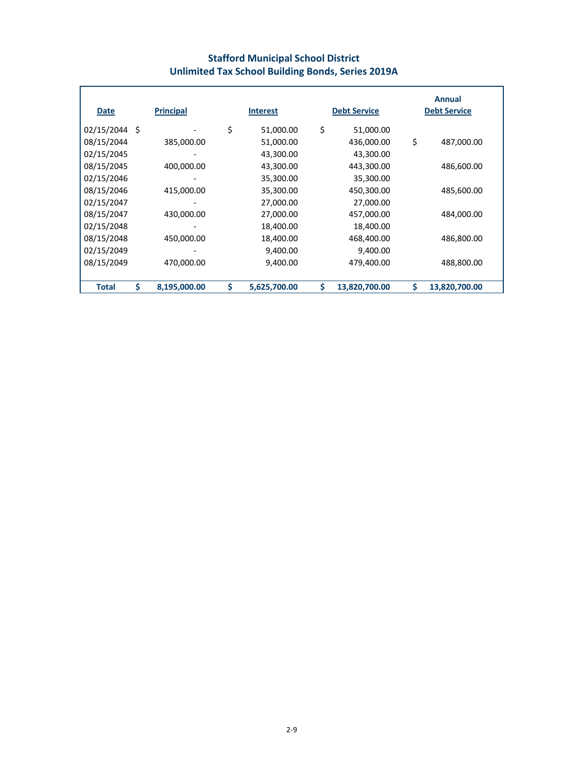## Stafford Municipal School District
## Unlimited Tax School Building Bonds, Series 2019A

| Date | Principal | Interest | Debt Service | Annual Debt Service |
|---|---|---|---|---|
| 02/15/2044 | $ - | $ 51,000.00 | $ 51,000.00 | |
| 08/15/2044 | 385,000.00 | 51,000.00 | 436,000.00 | $ 487,000.00 |
| 02/15/2045 | - | 43,300.00 | 43,300.00 | |
| 08/15/2045 | 400,000.00 | 43,300.00 | 443,300.00 | 486,600.00 |
| 02/15/2046 | - | 35,300.00 | 35,300.00 | |
| 08/15/2046 | 415,000.00 | 35,300.00 | 450,300.00 | 485,600.00 |
| 02/15/2047 | - | 27,000.00 | 27,000.00 | |
| 08/15/2047 | 430,000.00 | 27,000.00 | 457,000.00 | 484,000.00 |
| 02/15/2048 | - | 18,400.00 | 18,400.00 | |
| 08/15/2048 | 450,000.00 | 18,400.00 | 468,400.00 | 486,800.00 |
| 02/15/2049 | - | 9,400.00 | 9,400.00 | |
| 08/15/2049 | 470,000.00 | 9,400.00 | 479,400.00 | 488,800.00 |
| **Total** | **$ 8,195,000.00** | **$ 5,625,700.00** | **$ 13,820,700.00** | **$ 13,820,700.00** |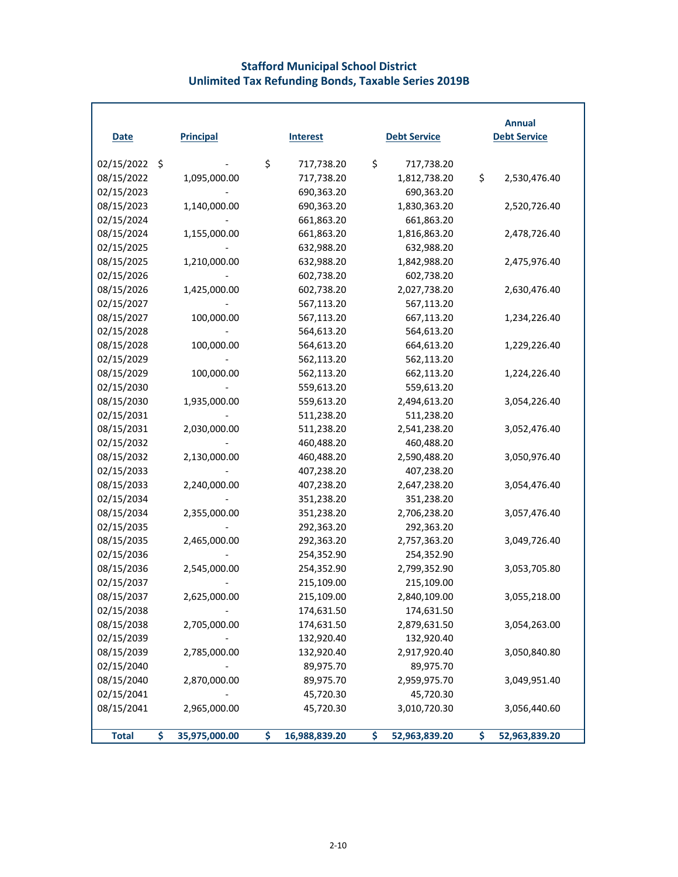# Stafford Municipal School District
## Unlimited Tax Refunding Bonds, Taxable Series 2019B

| Date | Principal | Interest | Debt Service | Annual Debt Service |
|---|---|---|---|---|
| 02/15/2022 | $ - | $ 717,738.20 | $ 717,738.20 | |
| 08/15/2022 | 1,095,000.00 | 717,738.20 | 1,812,738.20 | $ 2,530,476.40 |
| 02/15/2023 | - | 690,363.20 | 690,363.20 | |
| 08/15/2023 | 1,140,000.00 | 690,363.20 | 1,830,363.20 | 2,520,726.40 |
| 02/15/2024 | - | 661,863.20 | 661,863.20 | |
| 08/15/2024 | 1,155,000.00 | 661,863.20 | 1,816,863.20 | 2,478,726.40 |
| 02/15/2025 | - | 632,988.20 | 632,988.20 | |
| 08/15/2025 | 1,210,000.00 | 632,988.20 | 1,842,988.20 | 2,475,976.40 |
| 02/15/2026 | - | 602,738.20 | 602,738.20 | |
| 08/15/2026 | 1,425,000.00 | 602,738.20 | 2,027,738.20 | 2,630,476.40 |
| 02/15/2027 | - | 567,113.20 | 567,113.20 | |
| 08/15/2027 | 100,000.00 | 567,113.20 | 667,113.20 | 1,234,226.40 |
| 02/15/2028 | - | 564,613.20 | 564,613.20 | |
| 08/15/2028 | 100,000.00 | 564,613.20 | 664,613.20 | 1,229,226.40 |
| 02/15/2029 | - | 562,113.20 | 562,113.20 | |
| 08/15/2029 | 100,000.00 | 562,113.20 | 662,113.20 | 1,224,226.40 |
| 02/15/2030 | - | 559,613.20 | 559,613.20 | |
| 08/15/2030 | 1,935,000.00 | 559,613.20 | 2,494,613.20 | 3,054,226.40 |
| 02/15/2031 | - | 511,238.20 | 511,238.20 | |
| 08/15/2031 | 2,030,000.00 | 511,238.20 | 2,541,238.20 | 3,052,476.40 |
| 02/15/2032 | - | 460,488.20 | 460,488.20 | |
| 08/15/2032 | 2,130,000.00 | 460,488.20 | 2,590,488.20 | 3,050,976.40 |
| 02/15/2033 | - | 407,238.20 | 407,238.20 | |
| 08/15/2033 | 2,240,000.00 | 407,238.20 | 2,647,238.20 | 3,054,476.40 |
| 02/15/2034 | - | 351,238.20 | 351,238.20 | |
| 08/15/2034 | 2,355,000.00 | 351,238.20 | 2,706,238.20 | 3,057,476.40 |
| 02/15/2035 | - | 292,363.20 | 292,363.20 | |
| 08/15/2035 | 2,465,000.00 | 292,363.20 | 2,757,363.20 | 3,049,726.40 |
| 02/15/2036 | - | 254,352.90 | 254,352.90 | |
| 08/15/2036 | 2,545,000.00 | 254,352.90 | 2,799,352.90 | 3,053,705.80 |
| 02/15/2037 | - | 215,109.00 | 215,109.00 | |
| 08/15/2037 | 2,625,000.00 | 215,109.00 | 2,840,109.00 | 3,055,218.00 |
| 02/15/2038 | - | 174,631.50 | 174,631.50 | |
| 08/15/2038 | 2,705,000.00 | 174,631.50 | 2,879,631.50 | 3,054,263.00 |
| 02/15/2039 | - | 132,920.40 | 132,920.40 | |
| 08/15/2039 | 2,785,000.00 | 132,920.40 | 2,917,920.40 | 3,050,840.80 |
| 02/15/2040 | - | 89,975.70 | 89,975.70 | |
| 08/15/2040 | 2,870,000.00 | 89,975.70 | 2,959,975.70 | 3,049,951.40 |
| 02/15/2041 | - | 45,720.30 | 45,720.30 | |
| 08/15/2041 | 2,965,000.00 | 45,720.30 | 3,010,720.30 | 3,056,440.60 |
| **Total** | **$ 35,975,000.00** | **$ 16,988,839.20** | **$ 52,963,839.20** | **$ 52,963,839.20** |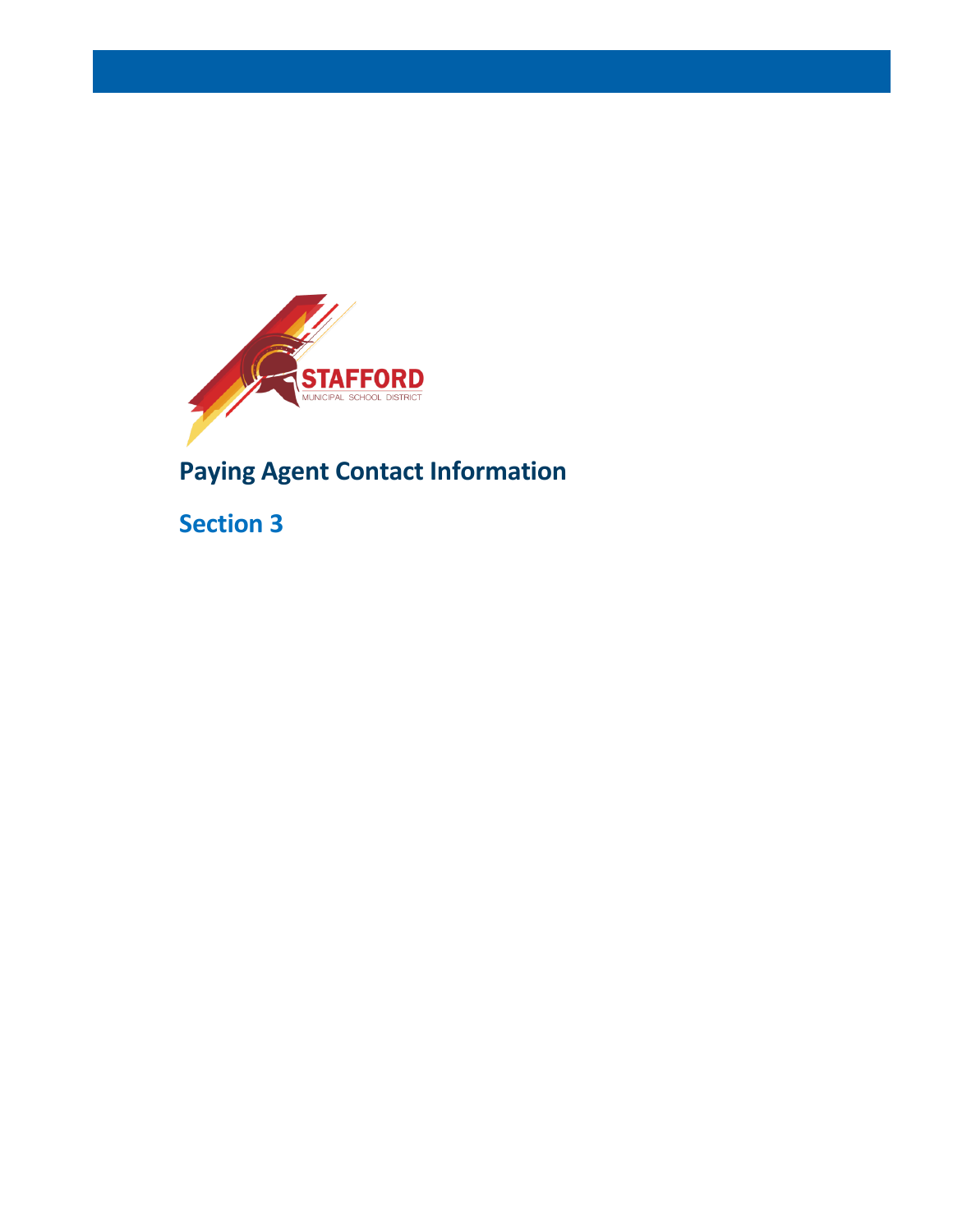# Paying Agent Contact Information

## Section 3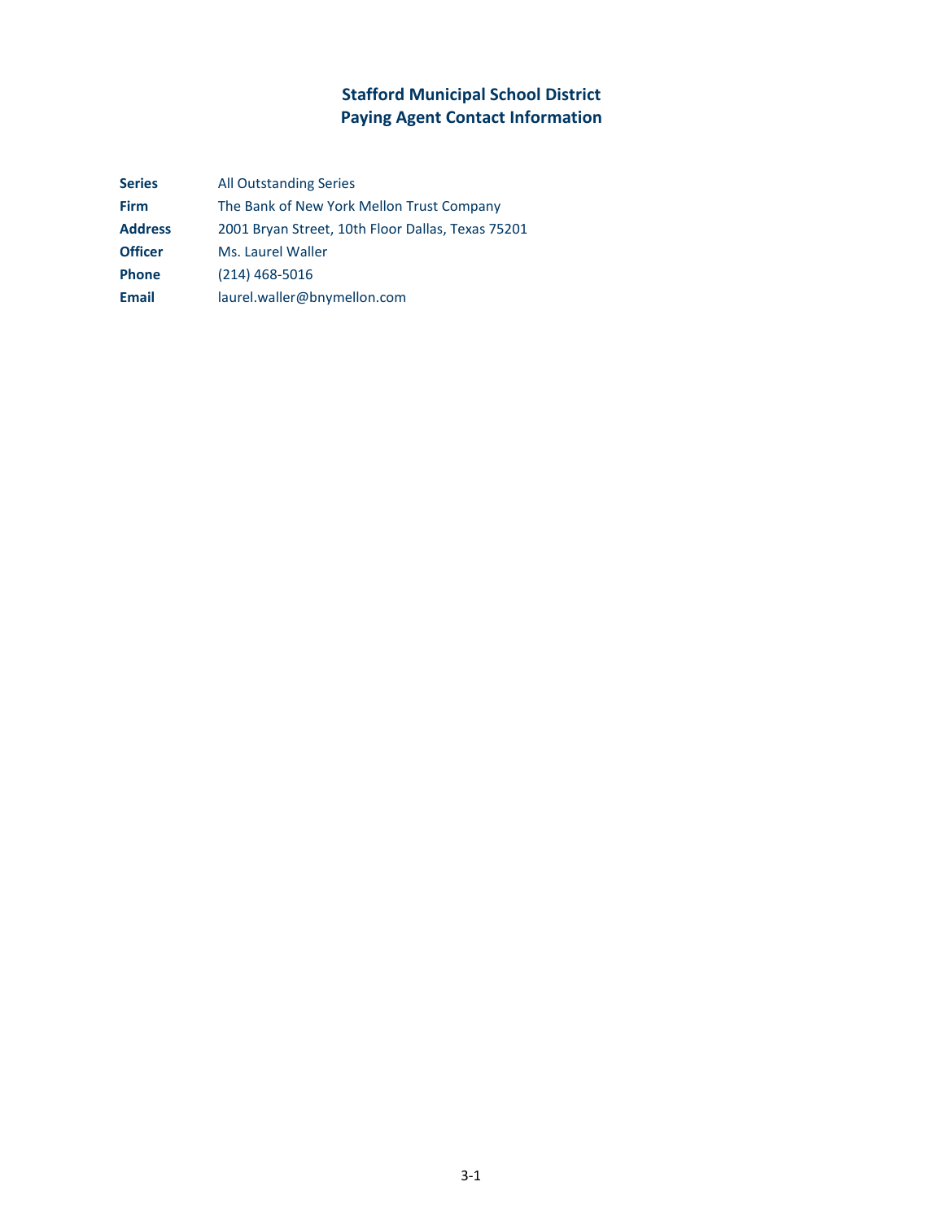# Stafford Municipal School District
## Paying Agent Contact Information

| | |
|---|---|
| **Series** | All Outstanding Series |
| **Firm** | The Bank of New York Mellon Trust Company |
| **Address** | 2001 Bryan Street, 10th Floor Dallas, Texas 75201 |
| **Officer** | Ms. Laurel Waller |
| **Phone** | (214) 468-5016 |
| **Email** | laurel.waller@bnymellon.com |